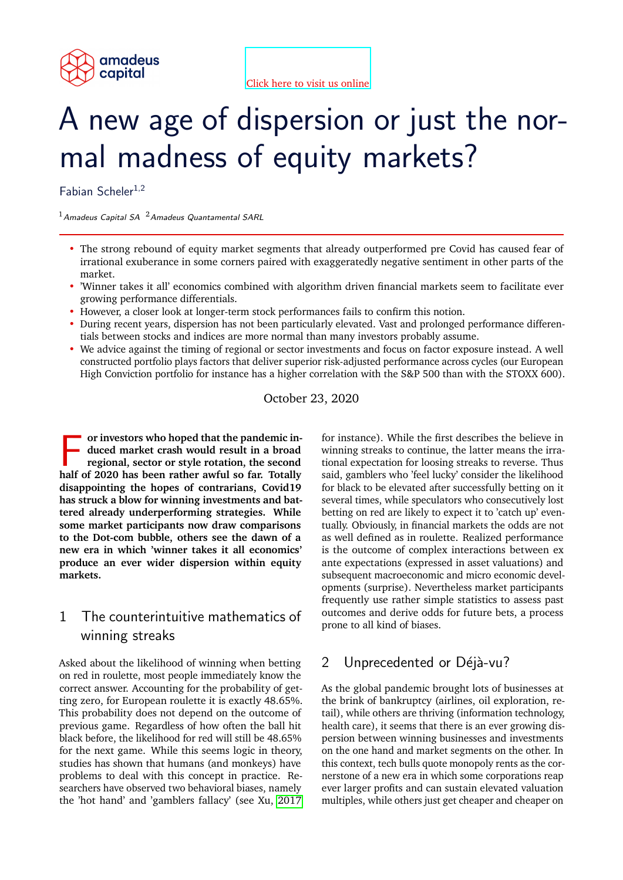amadeus capital

Click here to visit us online

# A new age of dispersion or just the normal madness of equity markets?

Fabian Scheler[1,2]

[1] *Amadeus Capital SA* [2] *Amadeus Quantamental SARL*

- The strong rebound of equity market segments that already outperformed pre Covid has caused fear of irrational exuberance in some corners paired with exaggeratedly negative sentiment in other parts of the market.
- 'Winner takes it all' economics combined with algorithm driven financial markets seem to facilitate ever growing performance differentials.
- However, a closer look at longer-term stock performances fails to confirm this notion.
- During recent years, dispersion has not been particularly elevated. Vast and prolonged performance differentials between stocks and indices are more normal than many investors probably assume.
- We advice against the timing of regional or sector investments and focus on factor exposure instead. A well constructed portfolio plays factors that deliver superior risk-adjusted performance across cycles (our European High Conviction portfolio for instance has a higher correlation with the S&P 500 than with the STOXX 600).

October 23, 2020

**For investors who hoped that the pandemic induced market crash would result in a broad regional, sector or style rotation, the second half of 2020 has been rather awful so far. Totally disappointing the hopes of contrarians, Covid19 has struck a blow for winning investments and battered already underperforming strategies. While some market participants now draw comparisons to the Dot-com bubble, others see the dawn of a new era in which 'winner takes it all economics' produce an ever wider dispersion within equity markets.**

## 1 The counterintuitive mathematics of winning streaks

Asked about the likelihood of winning when betting on red in roulette, most people immediately know the correct answer. Accounting for the probability of getting zero, for European roulette it is exactly 48.65%. This probability does not depend on the outcome of previous game. Regardless of how often the ball hit black before, the likelihood for red will still be 48.65% for the next game. While this seems logic in theory, studies has shown that humans (and monkeys) have problems to deal with this concept in practice. Researchers have observed two behavioral biases, namely the 'hot hand' and 'gamblers fallacy' (see Xu, 2017 for instance). While the first describes the believe in winning streaks to continue, the latter means the irrational expectation for loosing streaks to reverse. Thus said, gamblers who 'feel lucky' consider the likelihood for black to be elevated after successfully betting on it several times, while speculators who consecutively lost betting on red are likely to expect it to 'catch up' eventually. Obviously, in financial markets the odds are not as well defined as in roulette. Realized performance is the outcome of complex interactions between ex ante expectations (expressed in asset valuations) and subsequent macroeconomic and micro economic developments (surprise). Nevertheless market participants frequently use rather simple statistics to assess past outcomes and derive odds for future bets, a process prone to all kind of biases.

## 2 Unprecedented or Déjà-vu?

As the global pandemic brought lots of businesses at the brink of bankruptcy (airlines, oil exploration, retail), while others are thriving (information technology, health care), it seems that there is an ever growing dispersion between winning businesses and investments on the one hand and market segments on the other. In this context, tech bulls quote monopoly rents as the cornerstone of a new era in which some corporations reap ever larger profits and can sustain elevated valuation multiples, while others just get cheaper and cheaper on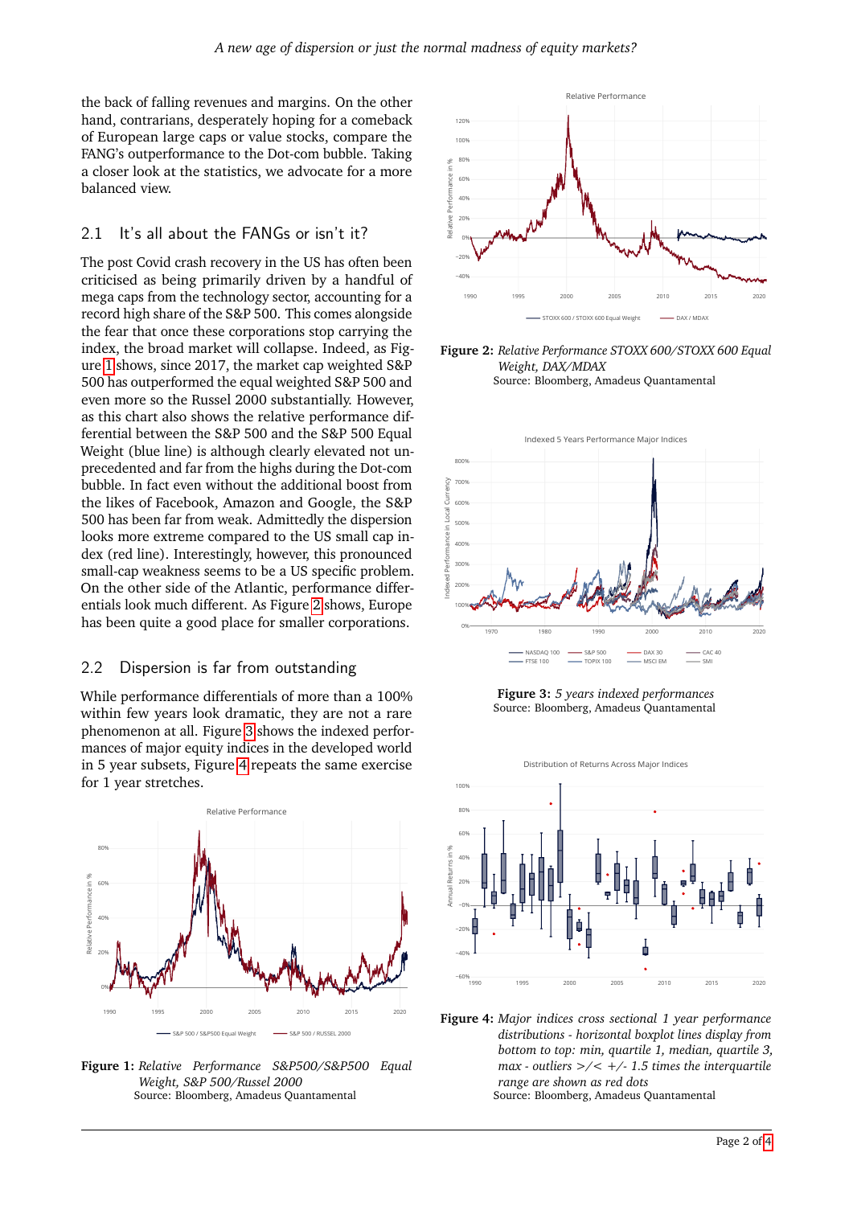the back of falling revenues and margins. On the other hand, contrarians, desperately hoping for a comeback of European large caps or value stocks, compare the FANG's outperformance to the Dot-com bubble. Taking a closer look at the statistics, we advocate for a more balanced view.

## 2.1 It's all about the FANGs or isn't it?

The post Covid crash recovery in the US has often been criticised as being primarily driven by a handful of mega caps from the technology sector, accounting for a record high share of the S&P 500. This comes alongside the fear that once these corporations stop carrying the index, the broad market will collapse. Indeed, as Figure 1 shows, since 2017, the market cap weighted S&P 500 has outperformed the equal weighted S&P 500 and even more so the Russel 2000 substantially. However, as this chart also shows the relative performance differential between the S&P 500 and the S&P 500 Equal Weight (blue line) is although clearly elevated not unprecedented and far from the highs during the Dot-com bubble. In fact even without the additional boost from the likes of Facebook, Amazon and Google, the S&P 500 has been far from weak. Admittedly the dispersion looks more extreme compared to the US small cap index (red line). Interestingly, however, this pronounced small-cap weakness seems to be a US specific problem. On the other side of the Atlantic, performance differentials look much different. As Figure 2 shows, Europe has been quite a good place for smaller corporations.

## 2.2 Dispersion is far from outstanding

While performance differentials of more than a 100% within few years look dramatic, they are not a rare phenomenon at all. Figure 3 shows the indexed performances of major equity indices in the developed world in 5 year subsets, Figure 4 repeats the same exercise for 1 year stretches.

**Figure 1:** *Relative Performance S&P500/S&P500 Equal Weight, S&P 500/Russel 2000*
Source: Bloomberg, Amadeus Quantamental

**Figure 2:** *Relative Performance STOXX 600/STOXX 600 Equal Weight, DAX/MDAX*
Source: Bloomberg, Amadeus Quantamental

**Figure 3:** *5 years indexed performances*
Source: Bloomberg, Amadeus Quantamental

**Figure 4:** *Major indices cross sectional 1 year performance distributions - horizontal boxplot lines display from bottom to top: min, quartile 1, median, quartile 3, max - outliers >/< +/- 1.5 times the interquartile range are shown as red dots*
Source: Bloomberg, Amadeus Quantamental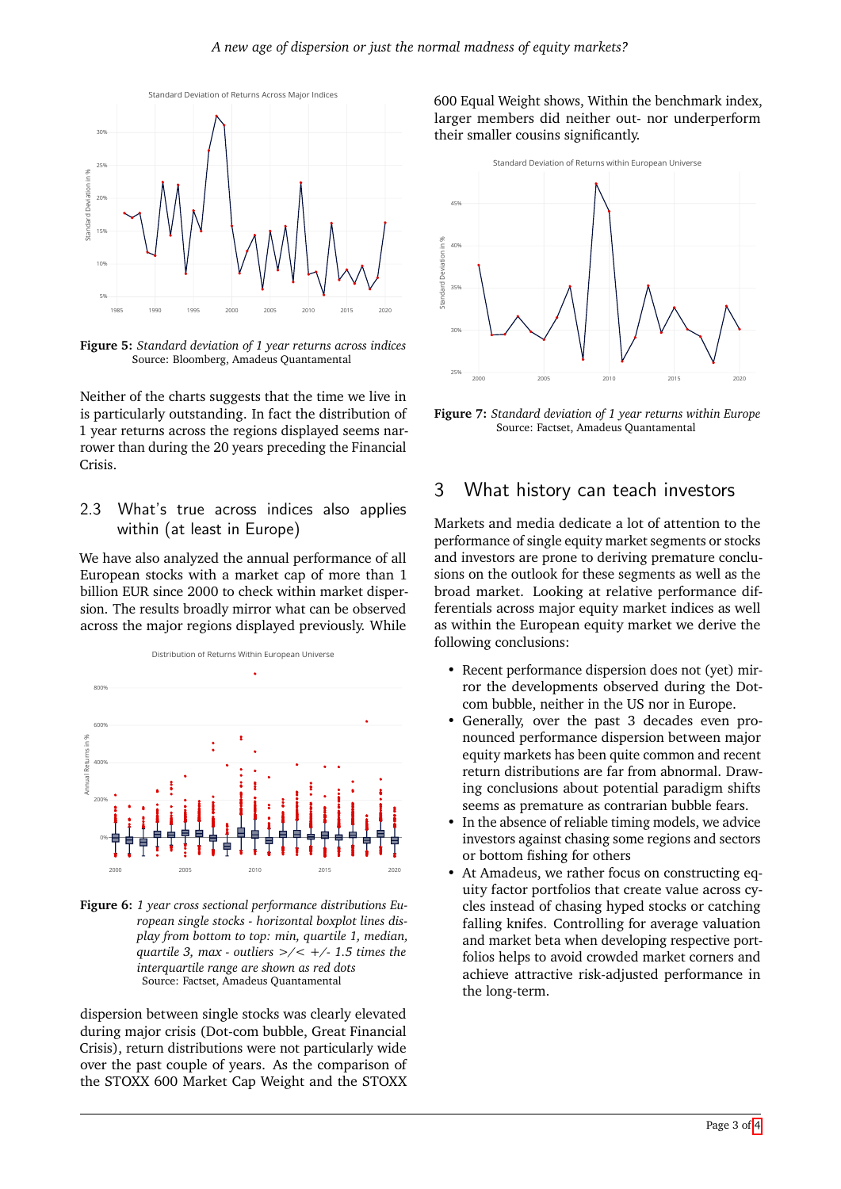**Figure 5:** *Standard deviation of 1 year returns across indices*
Source: Bloomberg, Amadeus Quantamental

Neither of the charts suggests that the time we live in is particularly outstanding. In fact the distribution of 1 year returns across the regions displayed seems narrower than during the 20 years preceding the Financial Crisis.

### 2.3 What's true across indices also applies within (at least in Europe)

We have also analyzed the annual performance of all European stocks with a market cap of more than 1 billion EUR since 2000 to check within market dispersion. The results broadly mirror what can be observed across the major regions displayed previously. While dispersion between single stocks was clearly elevated during major crisis (Dot-com bubble, Great Financial Crisis), return distributions were not particularly wide over the past couple of years. As the comparison of the STOXX 600 Market Cap Weight and the STOXX 600 Equal Weight shows, Within the benchmark index, larger members did neither out- nor underperform their smaller cousins significantly.

**Figure 6:** *1 year cross sectional performance distributions European single stocks - horizontal boxplot lines display from bottom to top: min, quartile 1, median, quartile 3, max - outliers >/< +/- 1.5 times the interquartile range are shown as red dots*
Source: Factset, Amadeus Quantamental

**Figure 7:** *Standard deviation of 1 year returns within Europe*
Source: Factset, Amadeus Quantamental

## 3 What history can teach investors

Markets and media dedicate a lot of attention to the performance of single equity market segments or stocks and investors are prone to deriving premature conclusions on the outlook for these segments as well as the broad market. Looking at relative performance differentials across major equity market indices as well as within the European equity market we derive the following conclusions:

- Recent performance dispersion does not (yet) mirror the developments observed during the Dot-com bubble, neither in the US nor in Europe.
- Generally, over the past 3 decades even pronounced performance dispersion between major equity markets has been quite common and recent return distributions are far from abnormal. Drawing conclusions about potential paradigm shifts seems as premature as contrarian bubble fears.
- In the absence of reliable timing models, we advice investors against chasing some regions and sectors or bottom fishing for others
- At Amadeus, we rather focus on constructing equity factor portfolios that create value across cycles instead of chasing hyped stocks or catching falling knifes. Controlling for average valuation and market beta when developing respective portfolios helps to avoid crowded market corners and achieve attractive risk-adjusted performance in the long-term.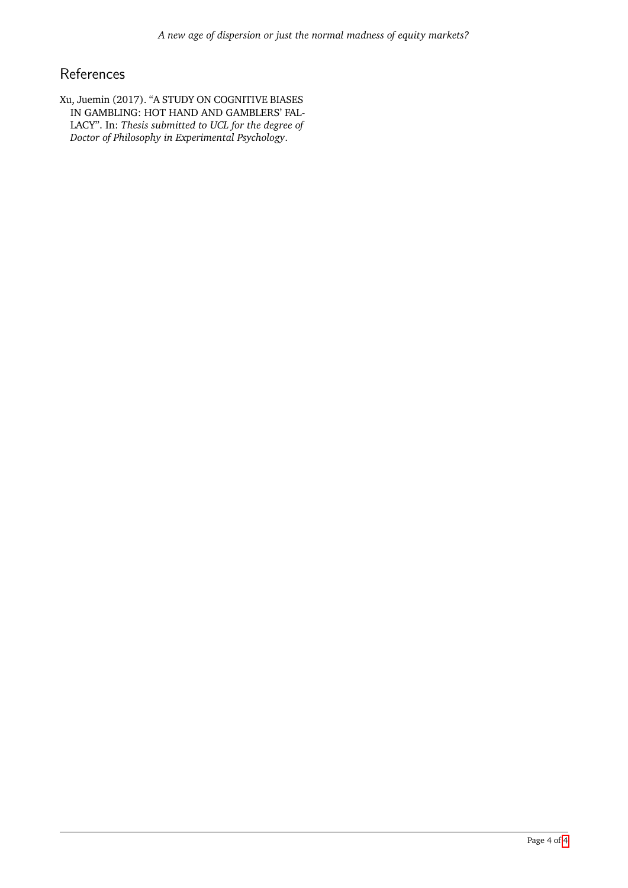## References

Xu, Juemin (2017). "A STUDY ON COGNITIVE BIASES IN GAMBLING: HOT HAND AND GAMBLERS' FALLACY". In: *Thesis submitted to UCL for the degree of Doctor of Philosophy in Experimental Psychology*.